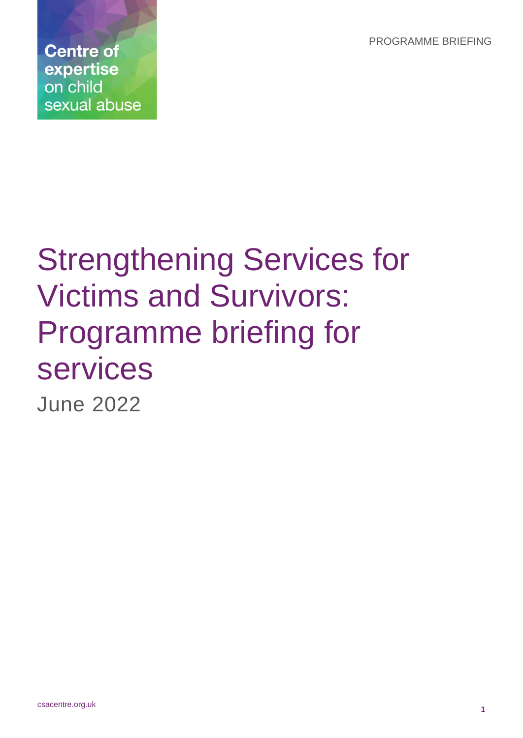Centre of expertise on child sexual abuse

PROGRAMME BRIEFING

# Strengthening Services for Victims and Survivors: Programme briefing for services

June 2022

csacentre.org.uk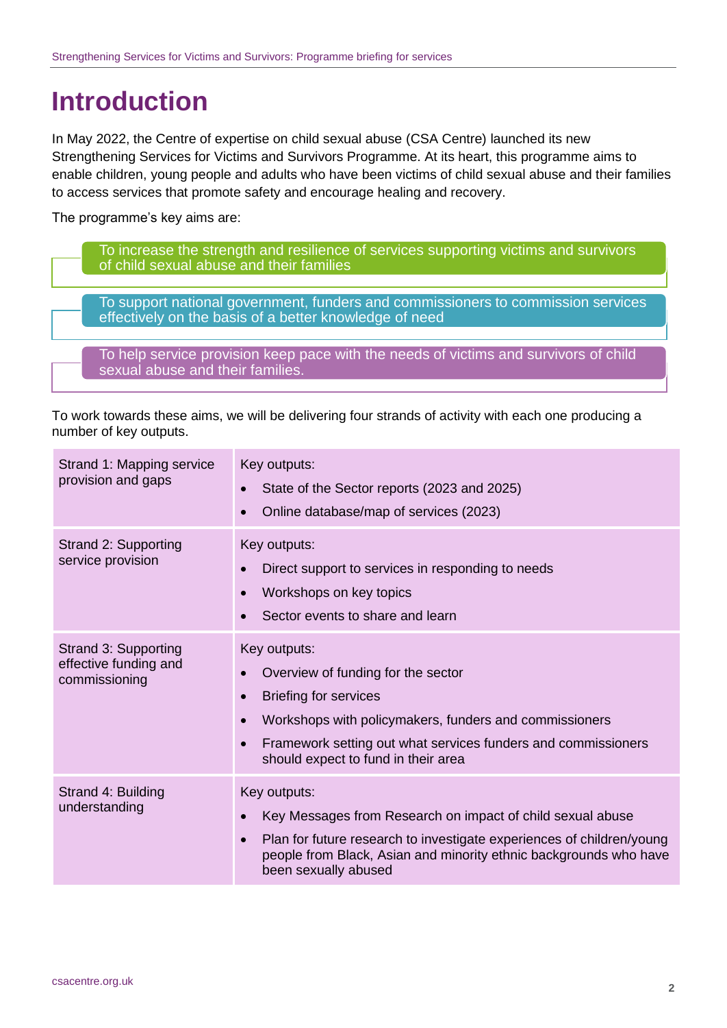# Introduction

In May 2022, the Centre of expertise on child sexual abuse (CSA Centre) launched its new Strengthening Services for Victims and Survivors Programme. At its heart, this programme aims to enable children, young people and adults who have been victims of child sexual abuse and their families to access services that promote safety and encourage healing and recovery.

The programme's key aims are:

- To increase the strength and resilience of services supporting victims and survivors of child sexual abuse and their families
- To support national government, funders and commissioners to commission services effectively on the basis of a better knowledge of need
- To help service provision keep pace with the needs of victims and survivors of child sexual abuse and their families.

To work towards these aims, we will be delivering four strands of activity with each one producing a number of key outputs.

| Strand | Key outputs |
|---|---|
| Strand 1: Mapping service provision and gaps | Key outputs:<br>• State of the Sector reports (2023 and 2025)<br>• Online database/map of services (2023) |
| Strand 2: Supporting service provision | Key outputs:<br>• Direct support to services in responding to needs<br>• Workshops on key topics<br>• Sector events to share and learn |
| Strand 3: Supporting effective funding and commissioning | Key outputs:<br>• Overview of funding for the sector<br>• Briefing for services<br>• Workshops with policymakers, funders and commissioners<br>• Framework setting out what services funders and commissioners should expect to fund in their area |
| Strand 4: Building understanding | Key outputs:<br>• Key Messages from Research on impact of child sexual abuse<br>• Plan for future research to investigate experiences of children/young people from Black, Asian and minority ethnic backgrounds who have been sexually abused |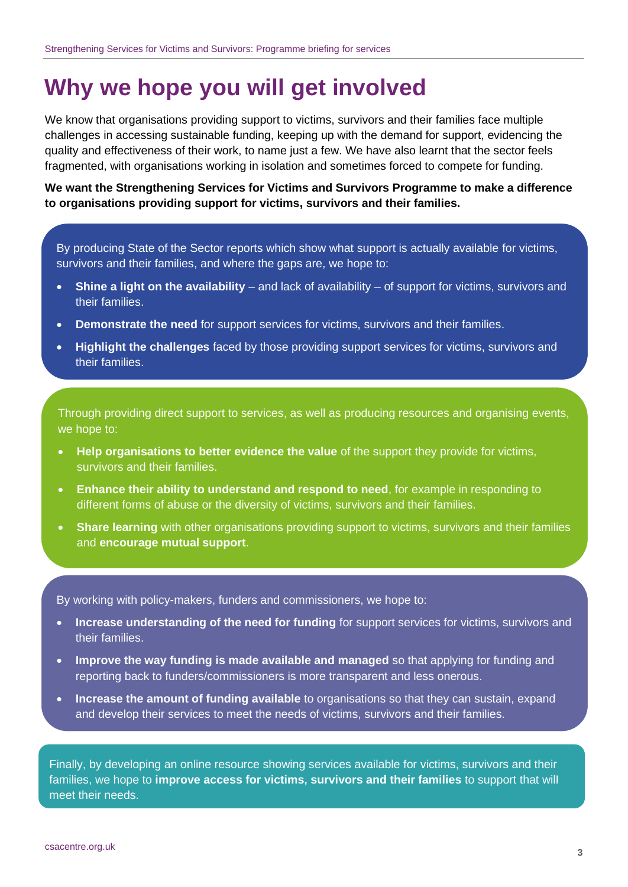# Why we hope you will get involved

We know that organisations providing support to victims, survivors and their families face multiple challenges in accessing sustainable funding, keeping up with the demand for support, evidencing the quality and effectiveness of their work, to name just a few. We have also learnt that the sector feels fragmented, with organisations working in isolation and sometimes forced to compete for funding.

**We want the Strengthening Services for Victims and Survivors Programme to make a difference to organisations providing support for victims, survivors and their families.**

By producing State of the Sector reports which show what support is actually available for victims, survivors and their families, and where the gaps are, we hope to:

- **Shine a light on the availability** – and lack of availability – of support for victims, survivors and their families.
- **Demonstrate the need** for support services for victims, survivors and their families.
- **Highlight the challenges** faced by those providing support services for victims, survivors and their families.

Through providing direct support to services, as well as producing resources and organising events, we hope to:

- **Help organisations to better evidence the value** of the support they provide for victims, survivors and their families.
- **Enhance their ability to understand and respond to need**, for example in responding to different forms of abuse or the diversity of victims, survivors and their families.
- **Share learning** with other organisations providing support to victims, survivors and their families and **encourage mutual support**.

By working with policy-makers, funders and commissioners, we hope to:

- **Increase understanding of the need for funding** for support services for victims, survivors and their families.
- **Improve the way funding is made available and managed** so that applying for funding and reporting back to funders/commissioners is more transparent and less onerous.
- **Increase the amount of funding available** to organisations so that they can sustain, expand and develop their services to meet the needs of victims, survivors and their families.

Finally, by developing an online resource showing services available for victims, survivors and their families, we hope to **improve access for victims, survivors and their families** to support that will meet their needs.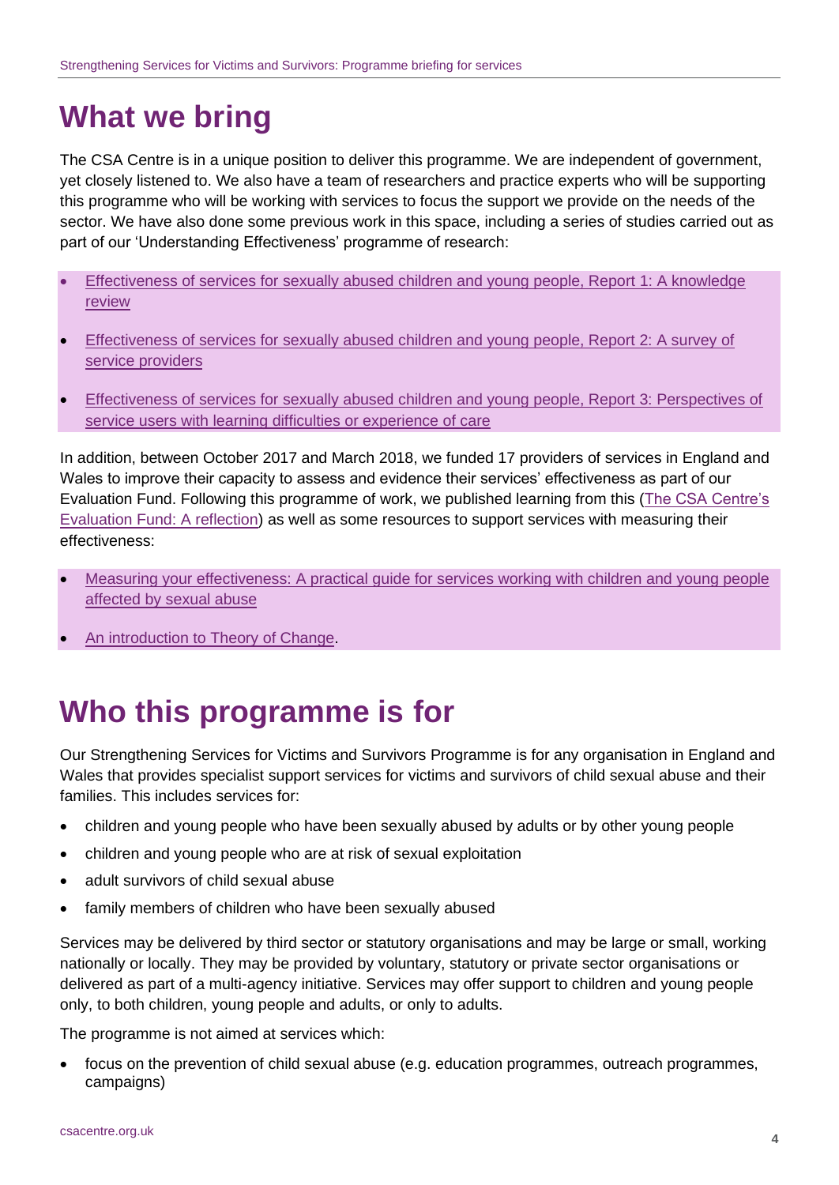# What we bring

The CSA Centre is in a unique position to deliver this programme. We are independent of government, yet closely listened to. We also have a team of researchers and practice experts who will be supporting this programme who will be working with services to focus the support we provide on the needs of the sector. We have also done some previous work in this space, including a series of studies carried out as part of our 'Understanding Effectiveness' programme of research:

- Effectiveness of services for sexually abused children and young people, Report 1: A knowledge review
- Effectiveness of services for sexually abused children and young people, Report 2: A survey of service providers
- Effectiveness of services for sexually abused children and young people, Report 3: Perspectives of service users with learning difficulties or experience of care

In addition, between October 2017 and March 2018, we funded 17 providers of services in England and Wales to improve their capacity to assess and evidence their services' effectiveness as part of our Evaluation Fund. Following this programme of work, we published learning from this (The CSA Centre's Evaluation Fund: A reflection) as well as some resources to support services with measuring their effectiveness:

- Measuring your effectiveness: A practical guide for services working with children and young people affected by sexual abuse
- An introduction to Theory of Change.

# Who this programme is for

Our Strengthening Services for Victims and Survivors Programme is for any organisation in England and Wales that provides specialist support services for victims and survivors of child sexual abuse and their families. This includes services for:

- children and young people who have been sexually abused by adults or by other young people
- children and young people who are at risk of sexual exploitation
- adult survivors of child sexual abuse
- family members of children who have been sexually abused

Services may be delivered by third sector or statutory organisations and may be large or small, working nationally or locally. They may be provided by voluntary, statutory or private sector organisations or delivered as part of a multi-agency initiative. Services may offer support to children and young people only, to both children, young people and adults, or only to adults.

The programme is not aimed at services which:

- focus on the prevention of child sexual abuse (e.g. education programmes, outreach programmes, campaigns)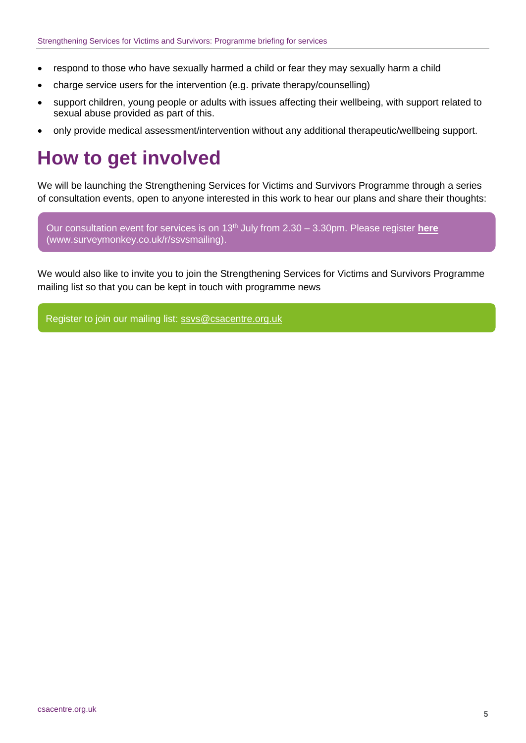- respond to those who have sexually harmed a child or fear they may sexually harm a child
- charge service users for the intervention (e.g. private therapy/counselling)
- support children, young people or adults with issues affecting their wellbeing, with support related to sexual abuse provided as part of this.
- only provide medical assessment/intervention without any additional therapeutic/wellbeing support.

# How to get involved

We will be launching the Strengthening Services for Victims and Survivors Programme through a series of consultation events, open to anyone interested in this work to hear our plans and share their thoughts:

Our consultation event for services is on 13th July from 2.30 – 3.30pm. Please register **here** (www.surveymonkey.co.uk/r/ssvsmailing).

We would also like to invite you to join the Strengthening Services for Victims and Survivors Programme mailing list so that you can be kept in touch with programme news

Register to join our mailing list: ssvs@csacentre.org.uk